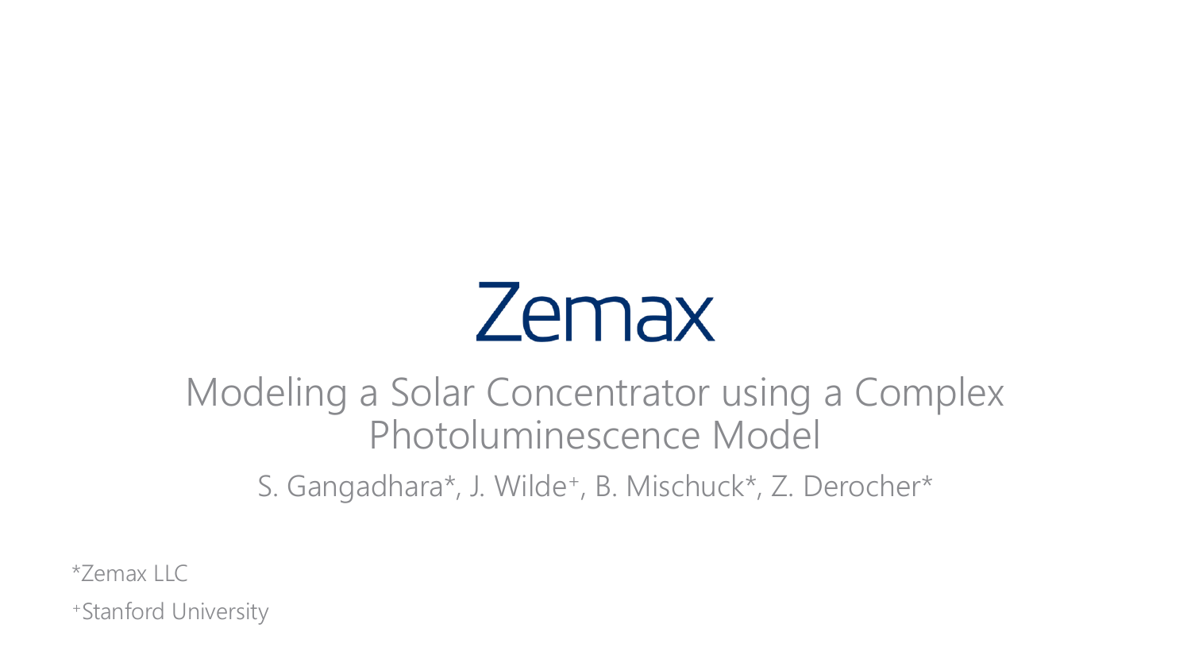Zemax

# Modeling a Solar Concentrator using a Complex Photoluminescence Model

S. Gangadhara*, J. Wilde+, B. Mischuck*, Z. Derocher*

*Zemax LLC

+Stanford University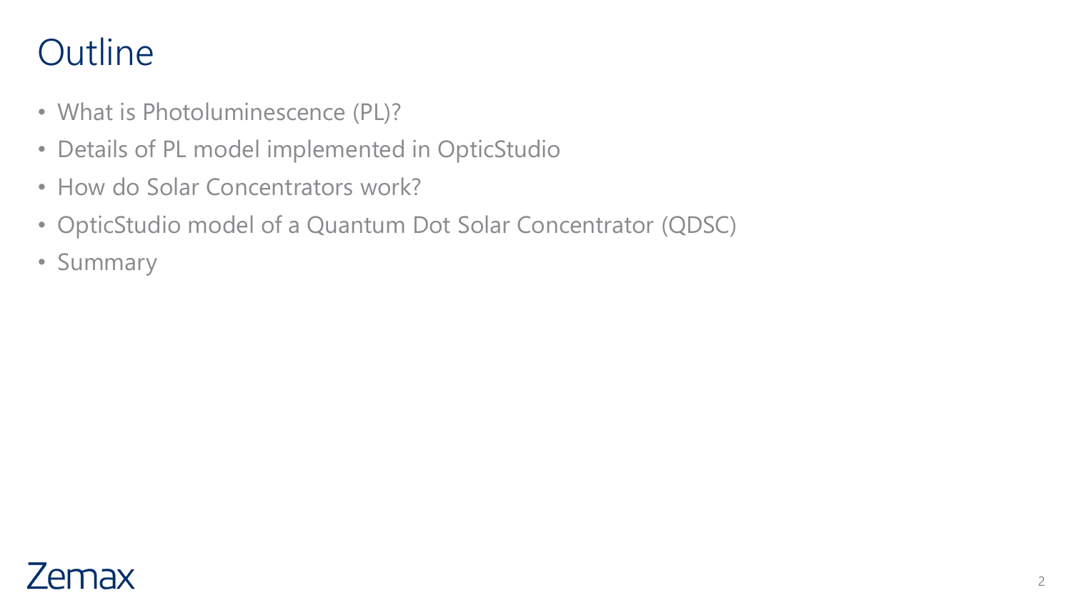# Outline

- What is Photoluminescence (PL)?
- Details of PL model implemented in OpticStudio
- How do Solar Concentrators work?
- OpticStudio model of a Quantum Dot Solar Concentrator (QDSC)
- Summary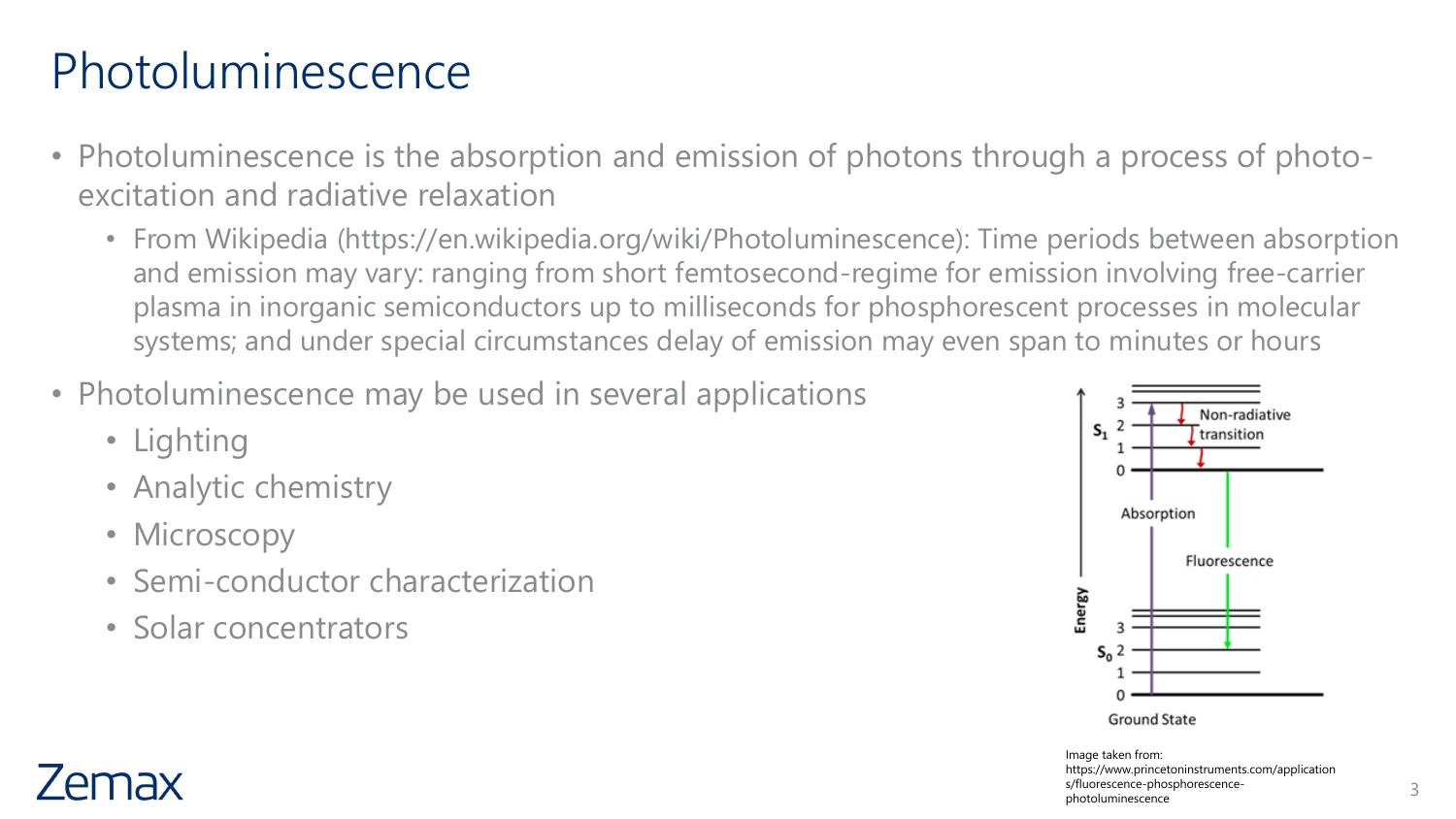# Photoluminescence

- Photoluminescence is the absorption and emission of photons through a process of photo-excitation and radiative relaxation
  - From Wikipedia (https://en.wikipedia.org/wiki/Photoluminescence): Time periods between absorption and emission may vary: ranging from short femtosecond-regime for emission involving free-carrier plasma in inorganic semiconductors up to milliseconds for phosphorescent processes in molecular systems; and under special circumstances delay of emission may even span to minutes or hours
- Photoluminescence may be used in several applications
  - Lighting
  - Analytic chemistry
  - Microscopy
  - Semi-conductor characterization
  - Solar concentrators

Image taken from: https://www.princetoninstruments.com/applications/fluorescence-phosphorescence-photoluminescence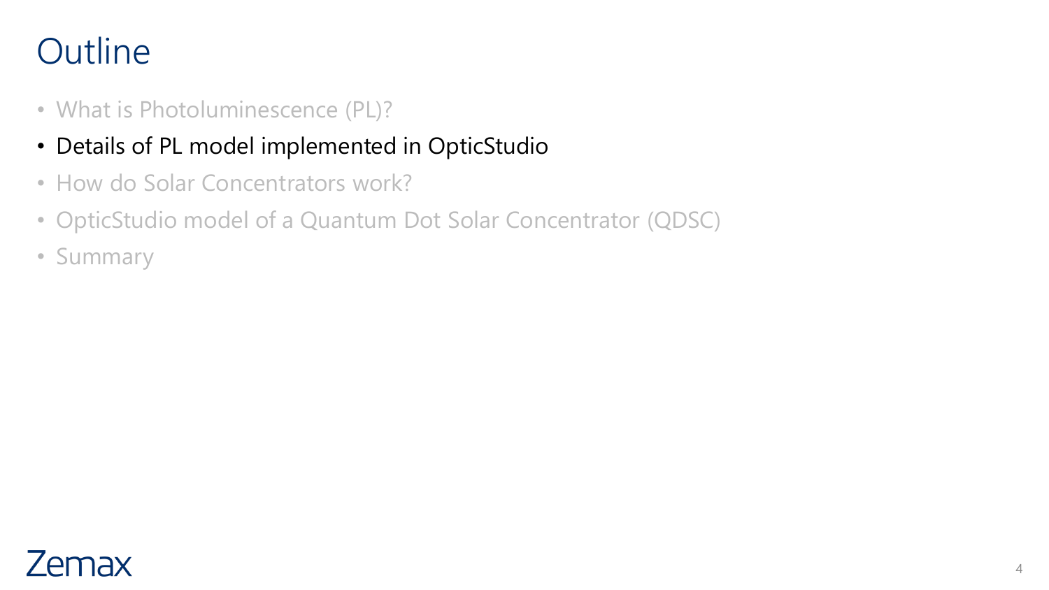# Outline

- What is Photoluminescence (PL)?
- Details of PL model implemented in OpticStudio
- How do Solar Concentrators work?
- OpticStudio model of a Quantum Dot Solar Concentrator (QDSC)
- Summary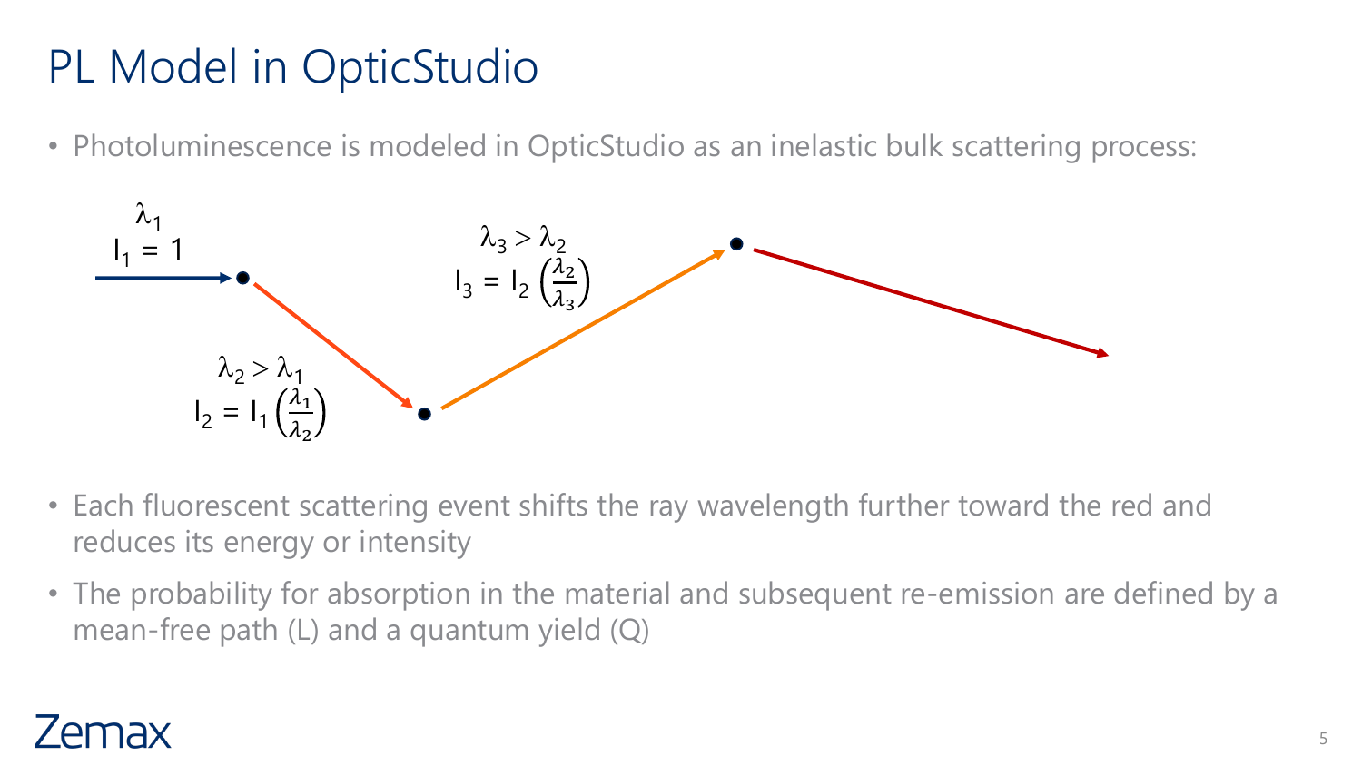# PL Model in OpticStudio

- Photoluminescence is modeled in OpticStudio as an inelastic bulk scattering process:

$\lambda_1$

$I_1 = 1$

$\lambda_2 > \lambda_1$

$I_2 = I_1\left(\frac{\lambda_1}{\lambda_2}\right)$

$\lambda_3 > \lambda_2$

$I_3 = I_2\left(\frac{\lambda_2}{\lambda_3}\right)$

- Each fluorescent scattering event shifts the ray wavelength further toward the red and reduces its energy or intensity
- The probability for absorption in the material and subsequent re-emission are defined by a mean-free path (L) and a quantum yield (Q)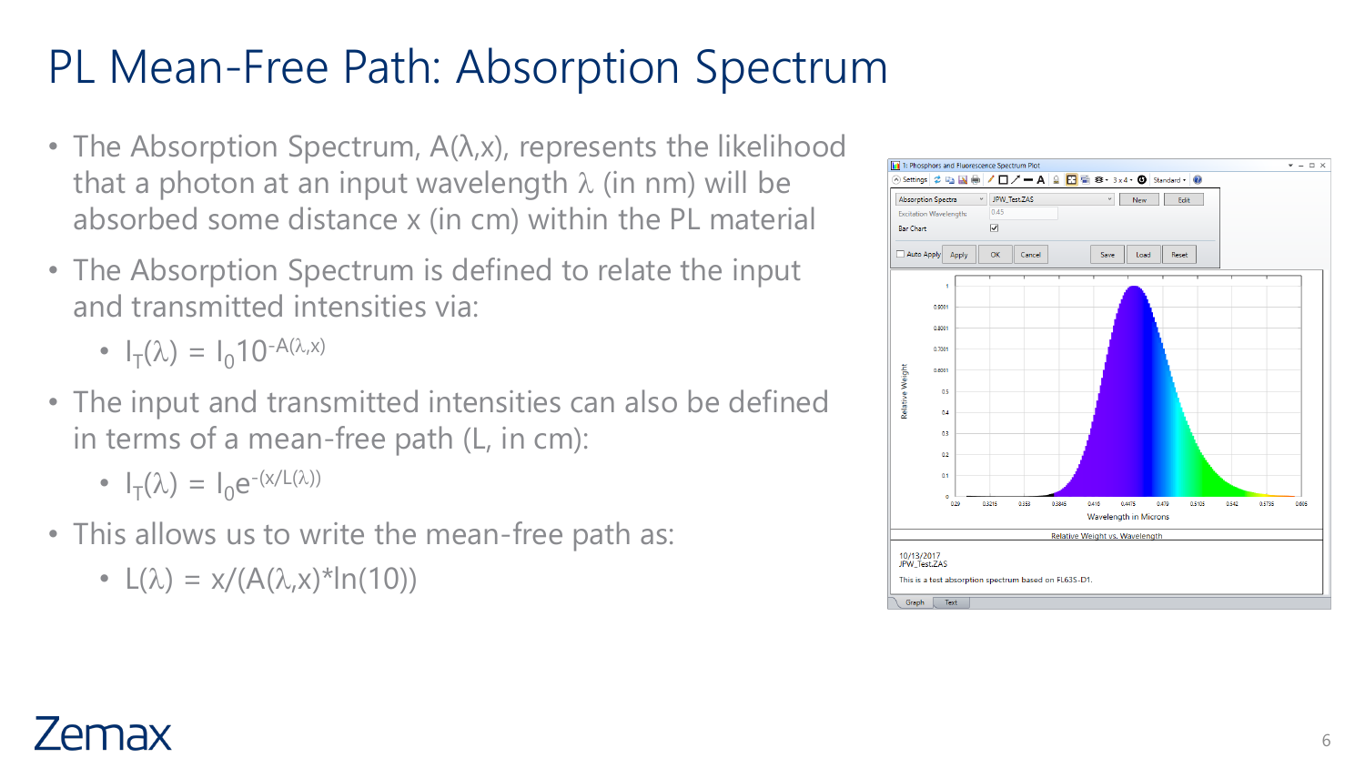# PL Mean-Free Path: Absorption Spectrum

- The Absorption Spectrum, $A(\lambda,x)$, represents the likelihood that a photon at an input wavelength $\lambda$ (in nm) will be absorbed some distance x (in cm) within the PL material
- The Absorption Spectrum is defined to relate the input and transmitted intensities via:
  - $I_T(\lambda) = I_0 10^{-A(\lambda,x)}$
- The input and transmitted intensities can also be defined in terms of a mean-free path (L, in cm):
  - $I_T(\lambda) = I_0 e^{-(x/L(\lambda))}$
- This allows us to write the mean-free path as:
  - $L(\lambda) = x/(A(\lambda,x)*\ln(10))$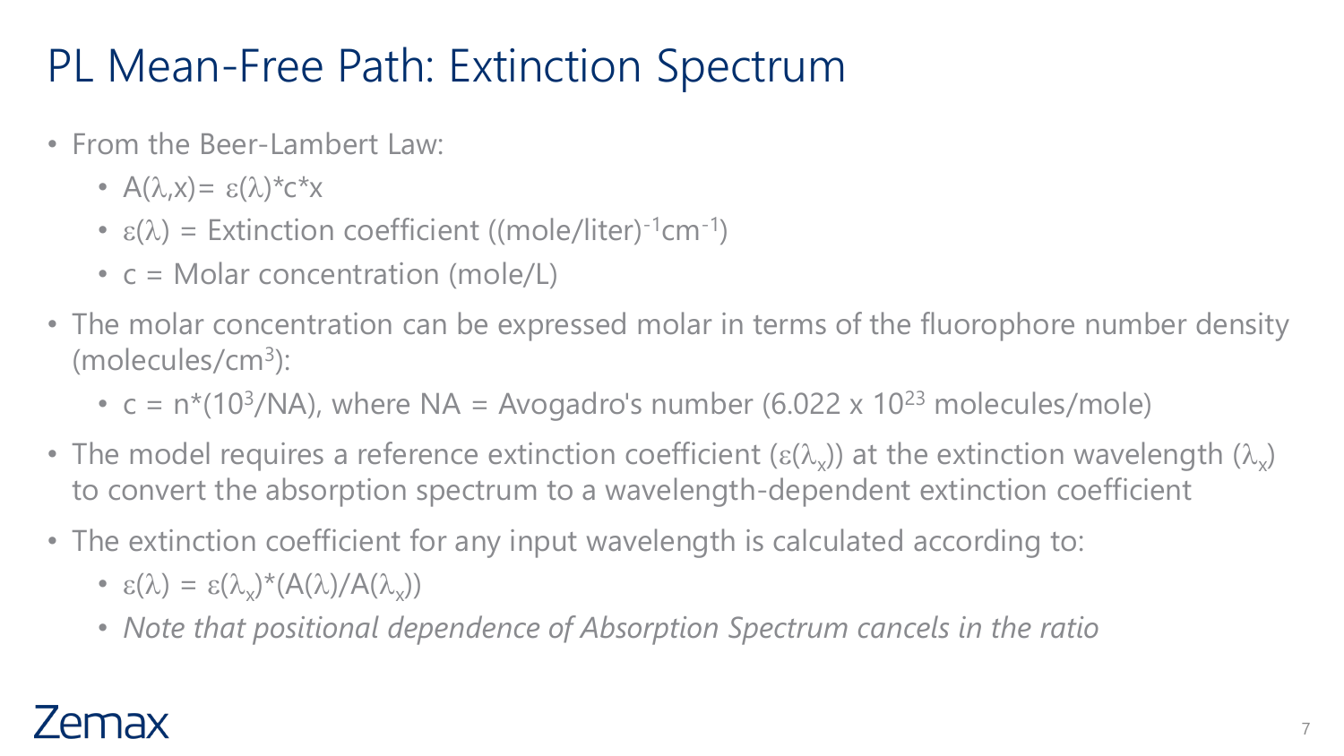# PL Mean-Free Path: Extinction Spectrum

- From the Beer-Lambert Law:
  - $A(\lambda,x) = \varepsilon(\lambda)*c*x$
  - $\varepsilon(\lambda)$ = Extinction coefficient ($(\text{mole/liter})^{-1}\text{cm}^{-1}$)
  - c = Molar concentration (mole/L)
- The molar concentration can be expressed molar in terms of the fluorophore number density (molecules/$\text{cm}^3$):
  - $c = n*(10^3/NA)$, where NA = Avogadro's number ($6.022 \times 10^{23}$ molecules/mole)
- The model requires a reference extinction coefficient ($\varepsilon(\lambda_x)$) at the extinction wavelength ($\lambda_x$) to convert the absorption spectrum to a wavelength-dependent extinction coefficient
- The extinction coefficient for any input wavelength is calculated according to:
  - $\varepsilon(\lambda) = \varepsilon(\lambda_x)*(A(\lambda)/A(\lambda_x))$
  - *Note that positional dependence of Absorption Spectrum cancels in the ratio*

Zemax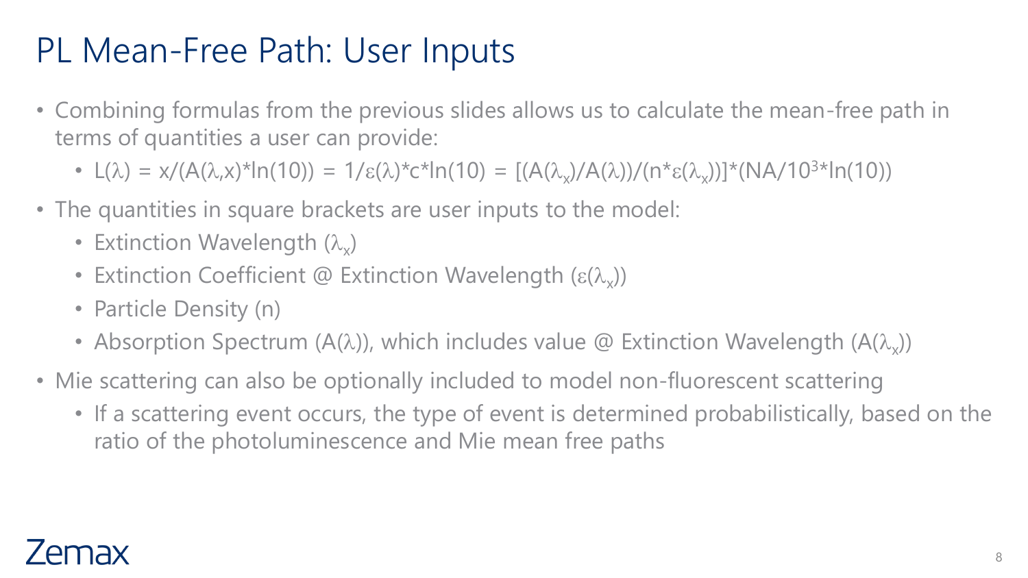# PL Mean-Free Path: User Inputs

- Combining formulas from the previous slides allows us to calculate the mean-free path in terms of quantities a user can provide:
  - $L(\lambda) = x/(A(\lambda,x)*\ln(10)) = 1/\varepsilon(\lambda)*c*\ln(10) = [(A(\lambda_x)/A(\lambda))/(n*\varepsilon(\lambda_x))]*(NA/10^3*\ln(10))$
- The quantities in square brackets are user inputs to the model:
  - Extinction Wavelength ($\lambda_x$)
  - Extinction Coefficient @ Extinction Wavelength ($\varepsilon(\lambda_x)$)
  - Particle Density (n)
  - Absorption Spectrum ($A(\lambda)$), which includes value @ Extinction Wavelength ($A(\lambda_x)$)
- Mie scattering can also be optionally included to model non-fluorescent scattering
  - If a scattering event occurs, the type of event is determined probabilistically, based on the ratio of the photoluminescence and Mie mean free paths

Zemax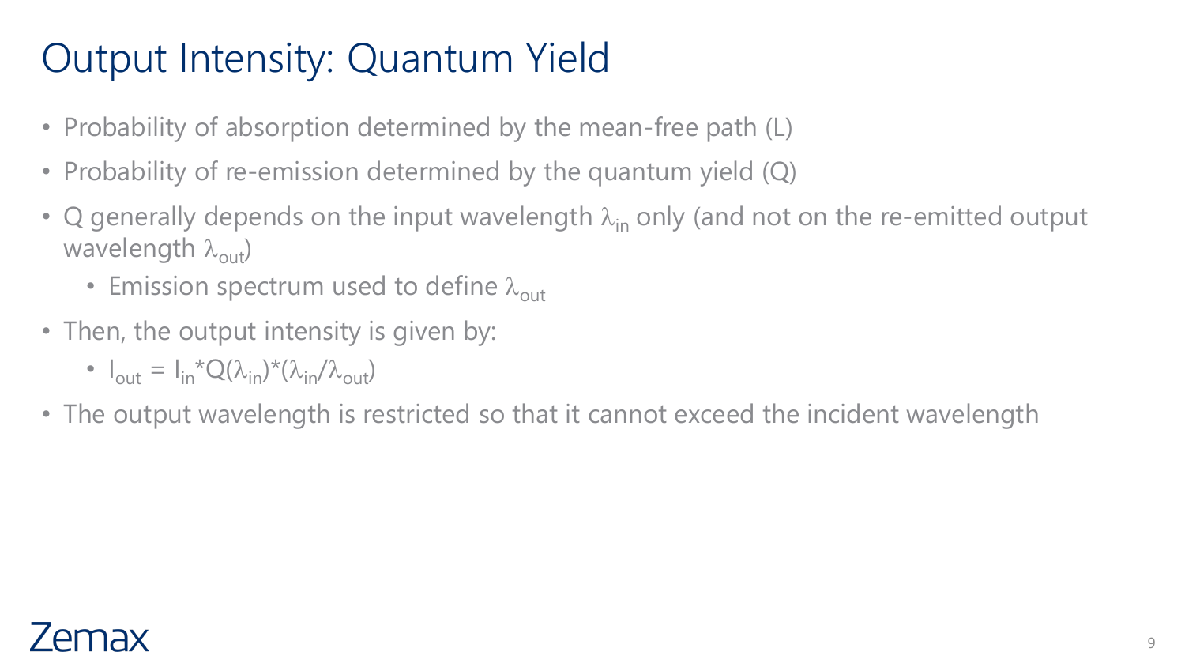# Output Intensity: Quantum Yield

- Probability of absorption determined by the mean-free path (L)
- Probability of re-emission determined by the quantum yield (Q)
- Q generally depends on the input wavelength $\lambda_{in}$ only (and not on the re-emitted output wavelength $\lambda_{out}$)
  - Emission spectrum used to define $\lambda_{out}$
- Then, the output intensity is given by:
  - $I_{out} = I_{in} * Q(\lambda_{in}) * (\lambda_{in}/\lambda_{out})$
- The output wavelength is restricted so that it cannot exceed the incident wavelength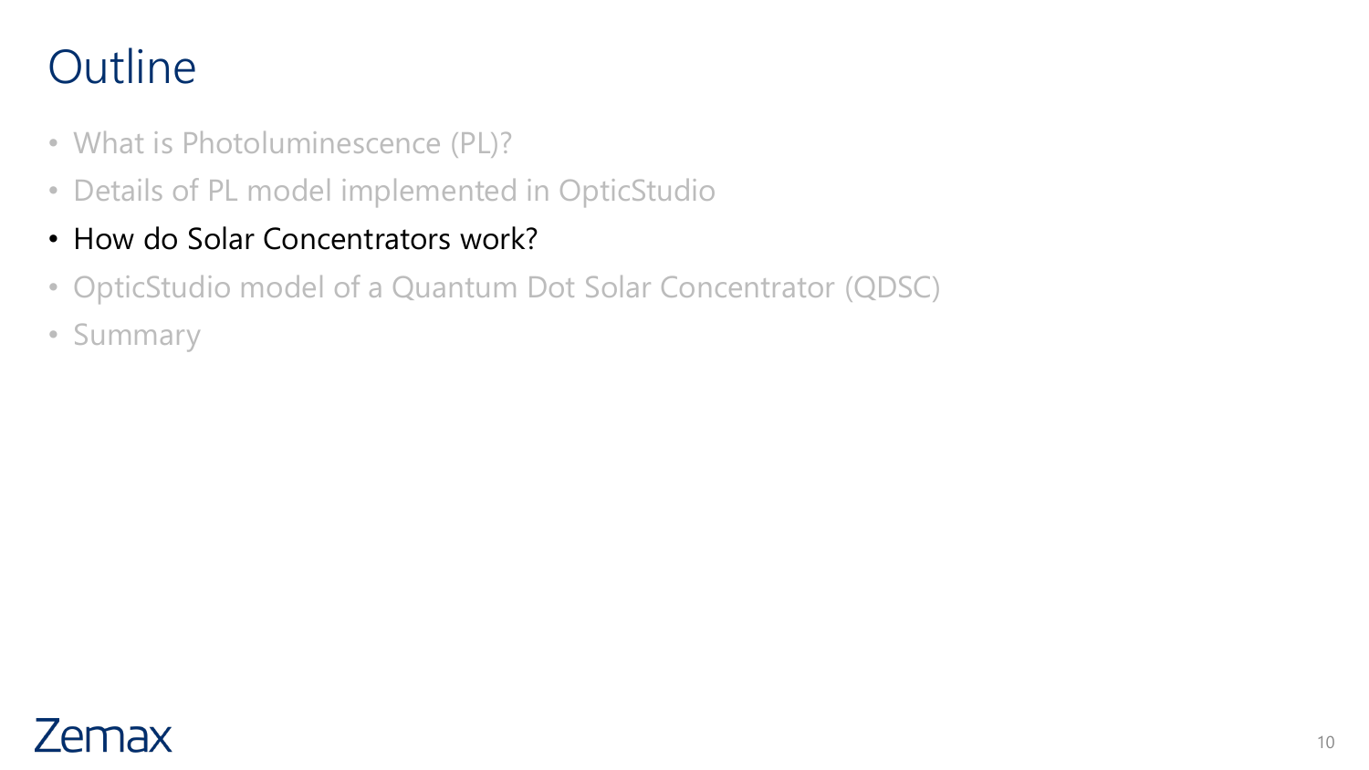# Outline

- What is Photoluminescence (PL)?
- Details of PL model implemented in OpticStudio
- How do Solar Concentrators work?
- OpticStudio model of a Quantum Dot Solar Concentrator (QDSC)
- Summary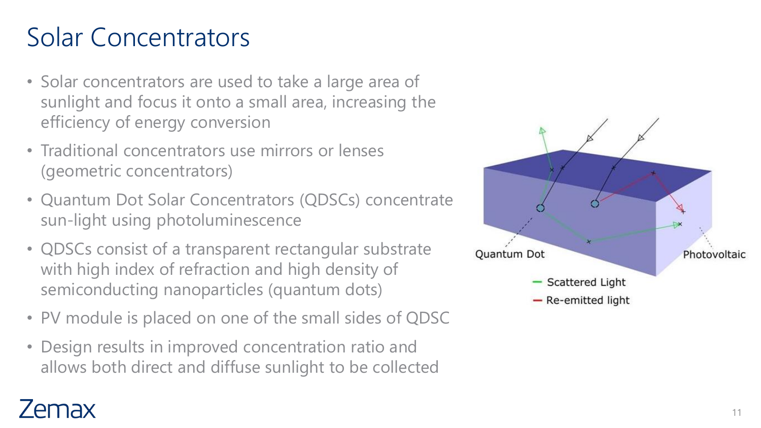# Solar Concentrators

- Solar concentrators are used to take a large area of sunlight and focus it onto a small area, increasing the efficiency of energy conversion
- Traditional concentrators use mirrors or lenses (geometric concentrators)
- Quantum Dot Solar Concentrators (QDSCs) concentrate sun-light using photoluminescence
- QDSCs consist of a transparent rectangular substrate with high index of refraction and high density of semiconducting nanoparticles (quantum dots)
- PV module is placed on one of the small sides of QDSC
- Design results in improved concentration ratio and allows both direct and diffuse sunlight to be collected

Quantum Dot

Photovoltaic

— Scattered Light

— Re-emitted light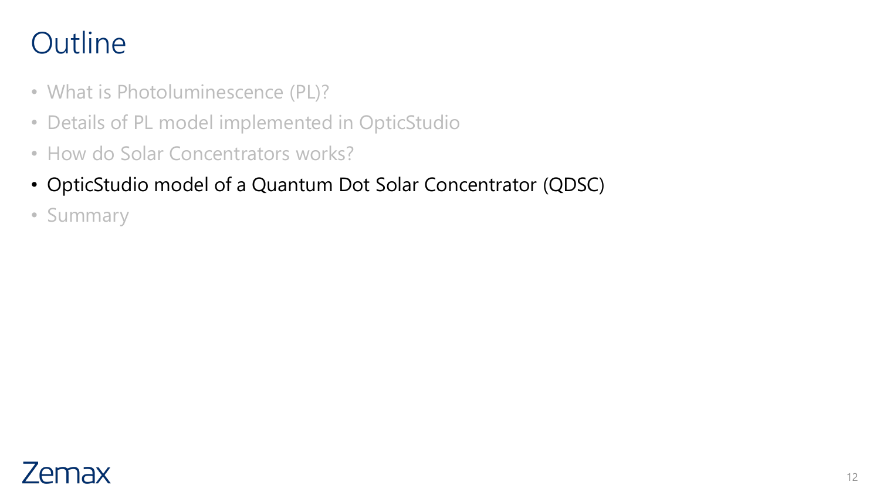# Outline

- What is Photoluminescence (PL)?
- Details of PL model implemented in OpticStudio
- How do Solar Concentrators works?
- OpticStudio model of a Quantum Dot Solar Concentrator (QDSC)
- Summary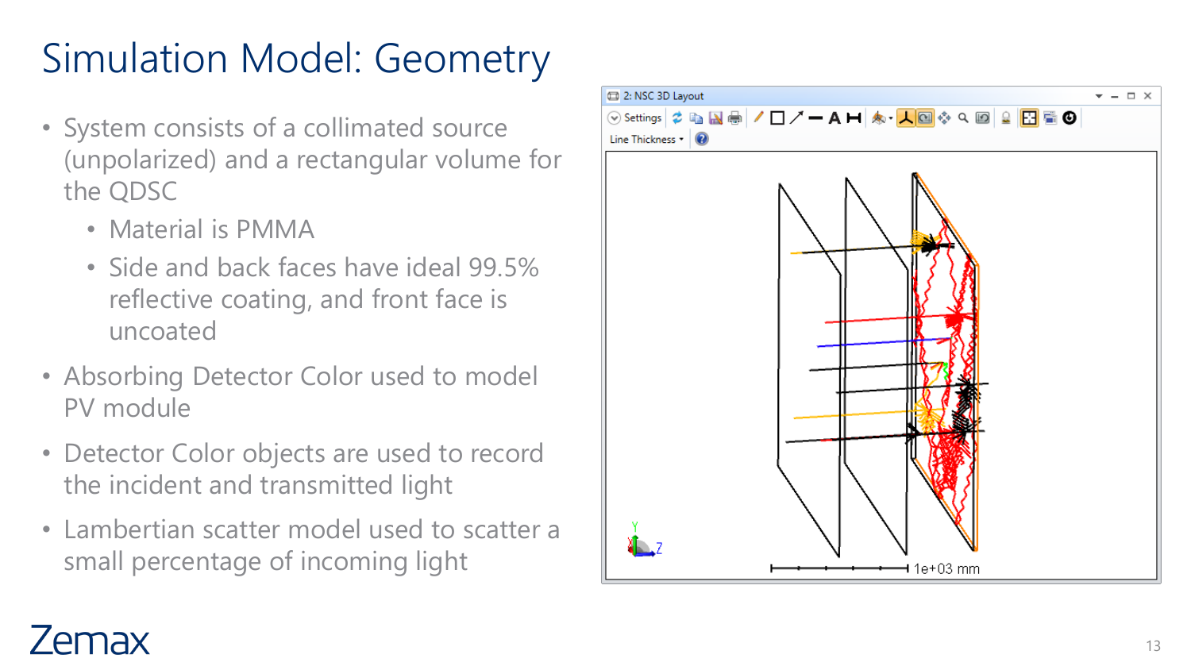# Simulation Model: Geometry

- System consists of a collimated source (unpolarized) and a rectangular volume for the QDSC
  - Material is PMMA
  - Side and back faces have ideal 99.5% reflective coating, and front face is uncoated
- Absorbing Detector Color used to model PV module
- Detector Color objects are used to record the incident and transmitted light
- Lambertian scatter model used to scatter a small percentage of incoming light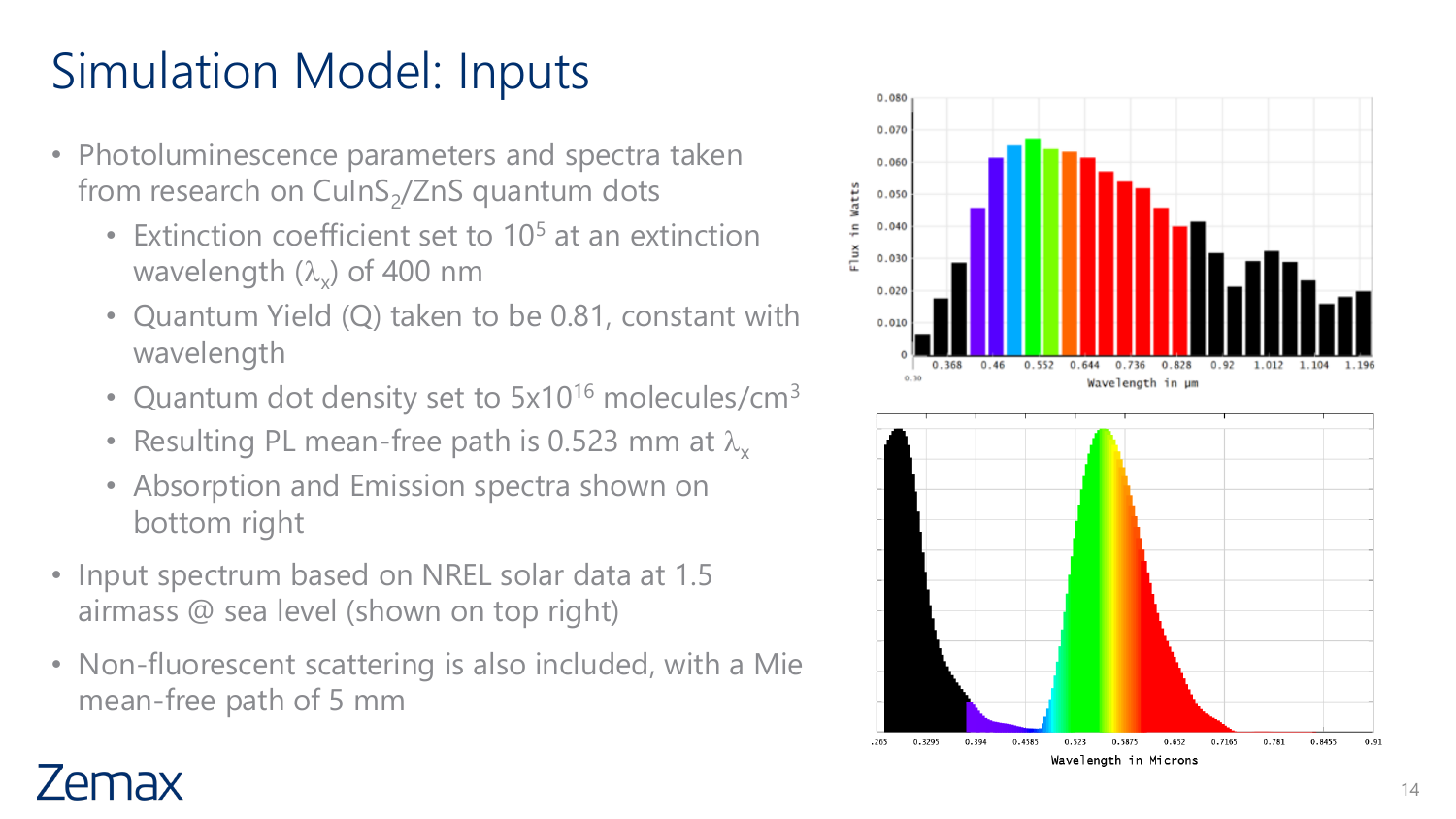# Simulation Model: Inputs

- Photoluminescence parameters and spectra taken from research on $CuInS_2/ZnS$ quantum dots
  - Extinction coefficient set to $10^5$ at an extinction wavelength ($\lambda_x$) of 400 nm
  - Quantum Yield (Q) taken to be 0.81, constant with wavelength
  - Quantum dot density set to $5\times10^{16}$ molecules/cm$^3$
  - Resulting PL mean-free path is 0.523 mm at $\lambda_x$
  - Absorption and Emission spectra shown on bottom right
- Input spectrum based on NREL solar data at 1.5 airmass @ sea level (shown on top right)
- Non-fluorescent scattering is also included, with a Mie mean-free path of 5 mm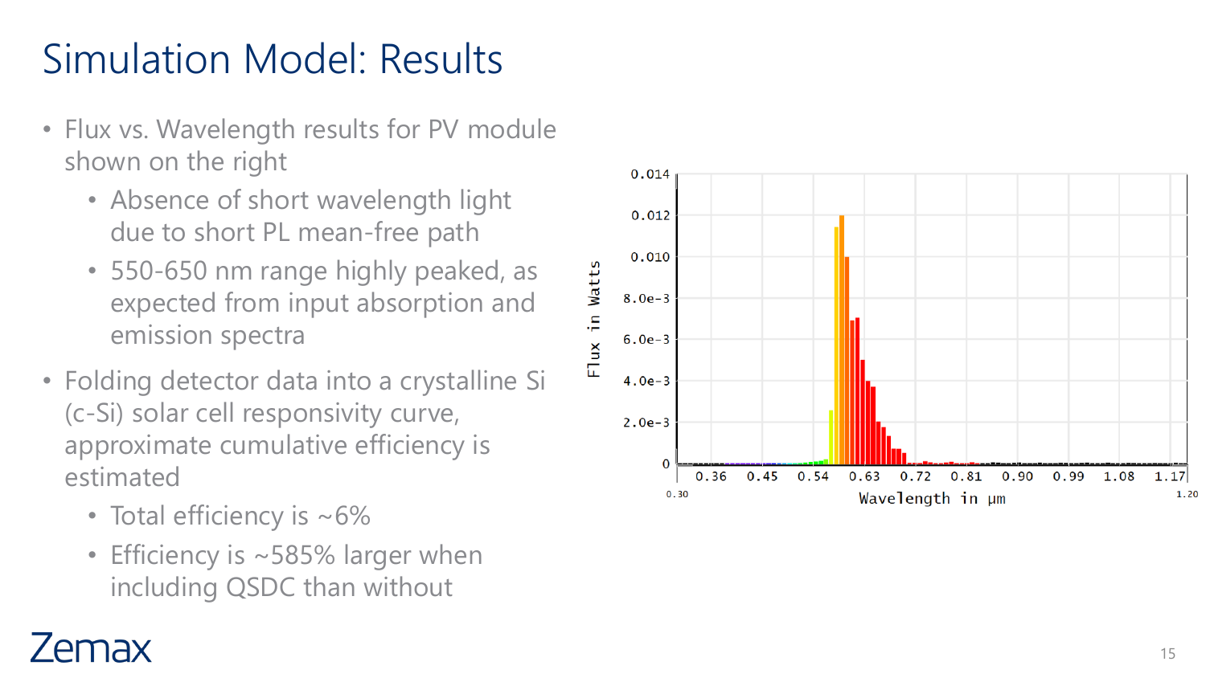# Simulation Model: Results

- Flux vs. Wavelength results for PV module shown on the right
  - Absence of short wavelength light due to short PL mean-free path
  - 550-650 nm range highly peaked, as expected from input absorption and emission spectra
- Folding detector data into a crystalline Si (c-Si) solar cell responsivity curve, approximate cumulative efficiency is estimated
  - Total efficiency is ~6%
  - Efficiency is ~585% larger when including QSDC than without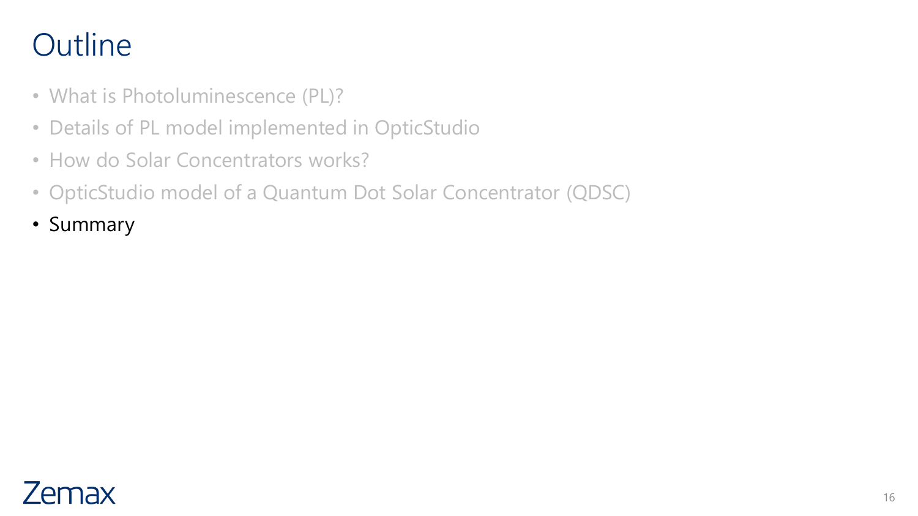# Outline

- What is Photoluminescence (PL)?
- Details of PL model implemented in OpticStudio
- How do Solar Concentrators works?
- OpticStudio model of a Quantum Dot Solar Concentrator (QDSC)
- Summary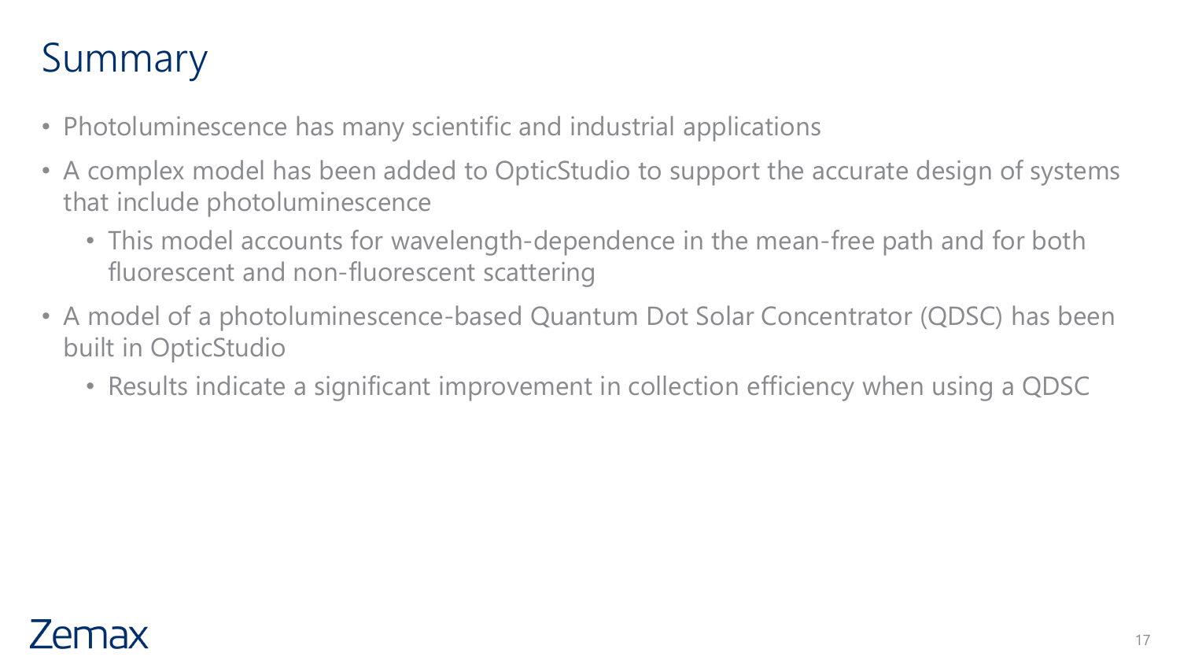# Summary

- Photoluminescence has many scientific and industrial applications
- A complex model has been added to OpticStudio to support the accurate design of systems that include photoluminescence
  - This model accounts for wavelength-dependence in the mean-free path and for both fluorescent and non-fluorescent scattering
- A model of a photoluminescence-based Quantum Dot Solar Concentrator (QDSC) has been built in OpticStudio
  - Results indicate a significant improvement in collection efficiency when using a QDSC

Zemax